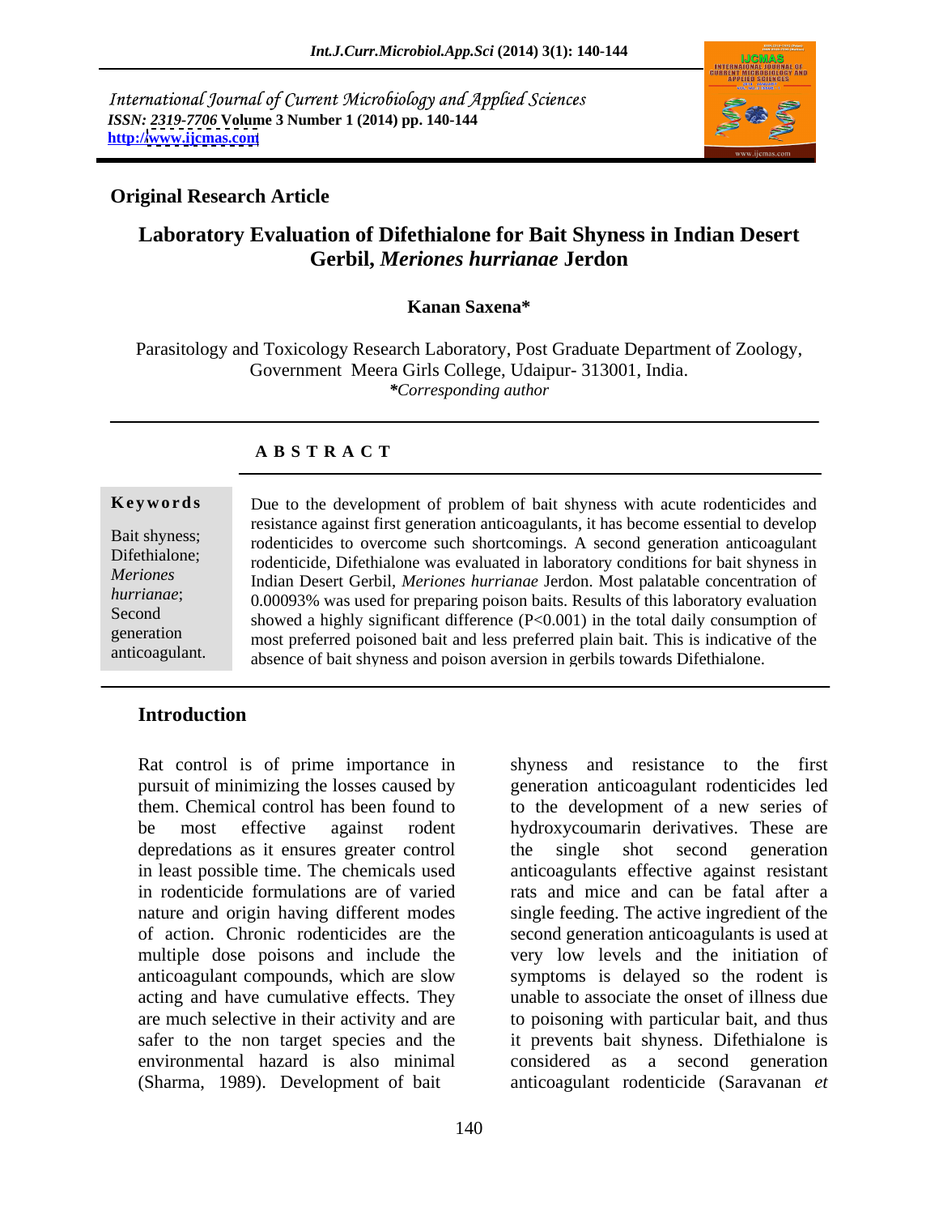International Journal of Current Microbiology and Applied Sciences
*ISSN: 2319-7706* **Volume 3 Number 1 (2014) pp. 140-144**
**http://www.ijcmas.com**

**Original Research Article**

# Laboratory Evaluation of Difethialone for Bait Shyness in Indian Desert Gerbil, *Meriones hurrianae* Jerdon

**Kanan Saxena***

Parasitology and Toxicology Research Laboratory, Post Graduate Department of Zoology, Government Meera Girls College, Udaipur- 313001, India.
*\*Corresponding author*

## A B S T R A C T

**Keywords**

Bait shyness; Difethialone; *Meriones hurrianae*; Second generation anticoagulant.

Due to the development of problem of bait shyness with acute rodenticides and resistance against first generation anticoagulants, it has become essential to develop rodenticides to overcome such shortcomings. A second generation anticoagulant rodenticide, Difethialone was evaluated in laboratory conditions for bait shyness in Indian Desert Gerbil, *Meriones hurrianae* Jerdon. Most palatable concentration of 0.00093% was used for preparing poison baits. Results of this laboratory evaluation showed a highly significant difference ($P<0.001$) in the total daily consumption of most preferred poisoned bait and less preferred plain bait. This is indicative of the absence of bait shyness and poison aversion in gerbils towards Difethialone.

## Introduction

Rat control is of prime importance in pursuit of minimizing the losses caused by them. Chemical control has been found to be most effective against rodent depredations as it ensures greater control in least possible time. The chemicals used in rodenticide formulations are of varied nature and origin having different modes of action. Chronic rodenticides are the multiple dose poisons and include the anticoagulant compounds, which are slow acting and have cumulative effects. They are much selective in their activity and are safer to the non target species and the environmental hazard is also minimal (Sharma, 1989). Development of bait shyness and resistance to the first generation anticoagulant rodenticides led to the development of a new series of hydroxycoumarin derivatives. These are the single shot second generation anticoagulants effective against resistant rats and mice and can be fatal after a single feeding. The active ingredient of the second generation anticoagulants is used at very low levels and the initiation of symptoms is delayed so the rodent is unable to associate the onset of illness due to poisoning with particular bait, and thus it prevents bait shyness. Difethialone is considered as a second generation anticoagulant rodenticide (Saravanan *et*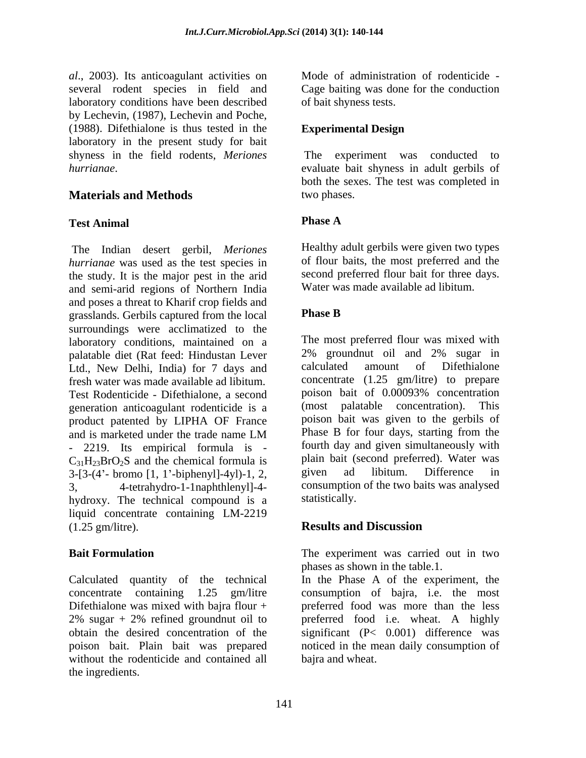*al*., 2003). Its anticoagulant activities on several rodent species in field and laboratory conditions have been described by Lechevin, (1987), Lechevin and Poche, (1988). Difethialone is thus tested in the laboratory in the present study for bait shyness in the field rodents, *Meriones hurrianae*.

## Materials and Methods

### Test Animal

The Indian desert gerbil, *Meriones hurrianae* was used as the test species in the study. It is the major pest in the arid and semi-arid regions of Northern India and poses a threat to Kharif crop fields and grasslands. Gerbils captured from the local surroundings were acclimatized to the laboratory conditions, maintained on a palatable diet (Rat feed: Hindustan Lever Ltd., New Delhi, India) for 7 days and fresh water was made available ad libitum. Test Rodenticide - Difethialone, a second generation anticoagulant rodenticide is a product patented by LIPHA OF France and is marketed under the trade name LM - 2219. Its empirical formula is - $C_{31}H_{23}BrO_2S$ and the chemical formula is 3-[3-(4'- bromo [1, 1'-biphenyl]-4yl)-1, 2, 3, 4-tetrahydro-1-1naphthlenyl]-4-hydroxy. The technical compound is a liquid concentrate containing LM-2219 (1.25 gm/litre).

### Bait Formulation

Calculated quantity of the technical concentrate containing 1.25 gm/litre Difethialone was mixed with bajra flour + 2% sugar + 2% refined groundnut oil to obtain the desired concentration of the poison bait. Plain bait was prepared without the rodenticide and contained all the ingredients.

Mode of administration of rodenticide - Cage baiting was done for the conduction of bait shyness tests.

### Experimental Design

The experiment was conducted to evaluate bait shyness in adult gerbils of both the sexes. The test was completed in two phases.

### Phase A

Healthy adult gerbils were given two types of flour baits, the most preferred and the second preferred flour bait for three days. Water was made available ad libitum.

### Phase B

The most preferred flour was mixed with 2% groundnut oil and 2% sugar in calculated amount of Difethialone concentrate (1.25 gm/litre) to prepare poison bait of 0.00093% concentration (most palatable concentration). This poison bait was given to the gerbils of Phase B for four days, starting from the fourth day and given simultaneously with plain bait (second preferred). Water was given ad libitum. Difference in consumption of the two baits was analysed statistically.

## Results and Discussion

The experiment was carried out in two phases as shown in the table.1.

In the Phase A of the experiment, the consumption of bajra, i.e. the most preferred food was more than the less preferred food i.e. wheat. A highly significant ($P< 0.001$) difference was noticed in the mean daily consumption of bajra and wheat.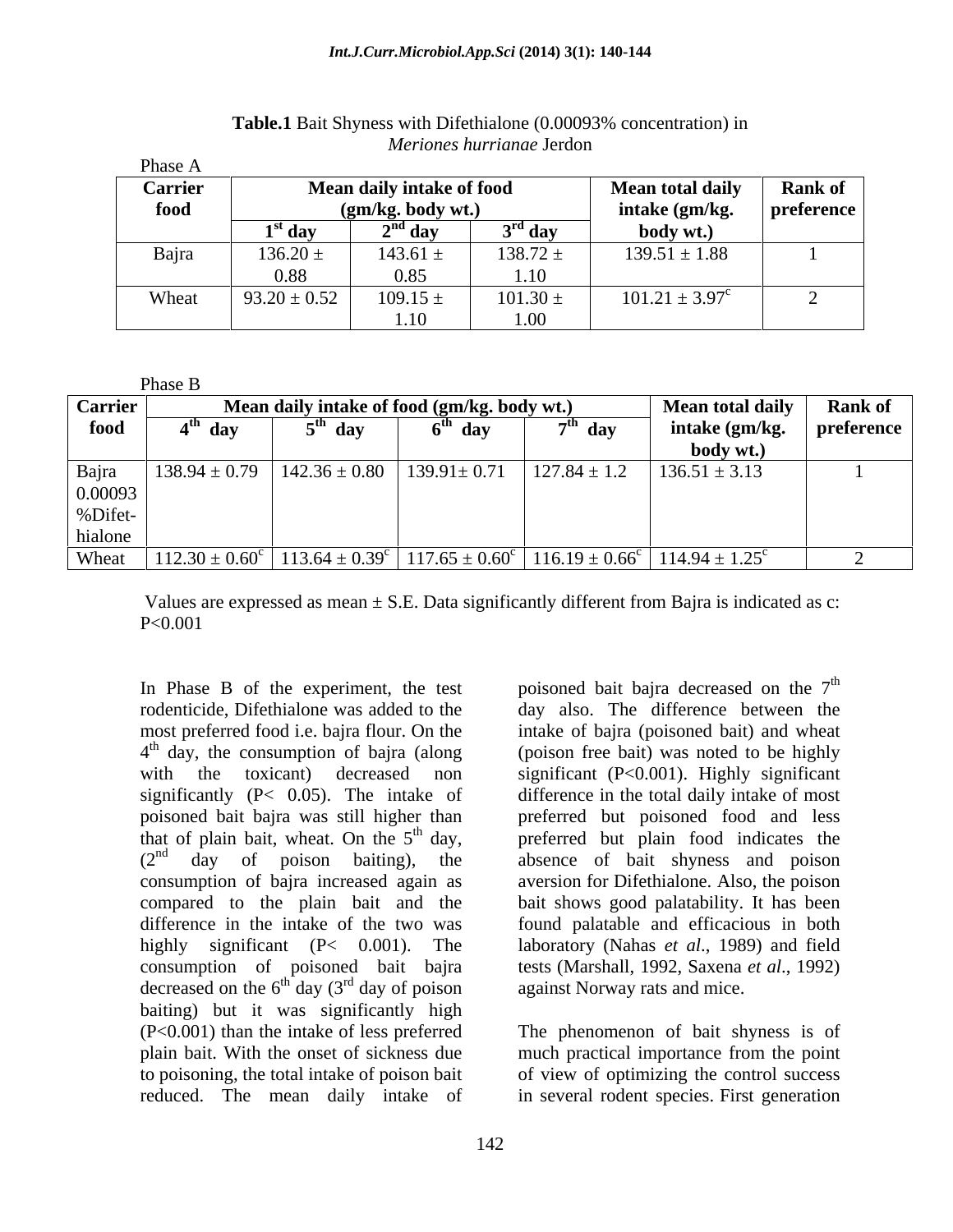**Table.1** Bait Shyness with Difethialone (0.00093% concentration) in *Meriones hurrianae* Jerdon

Phase A

| Carrier food | Mean daily intake of food (gm/kg. body wt.) | | | Mean total daily intake (gm/kg. body wt.) | Rank of preference |
|---|---|---|---|---|---|
| | 1st day | 2nd day | 3rd day | | |
| Bajra | 136.20 ± 0.88 | 143.61 ± 0.85 | 138.72 ± 1.10 | 139.51 ± 1.88 | 1 |
| Wheat | 93.20 ± 0.52 | 109.15 ± 1.10 | 101.30 ± 1.00 | 101.21 ± 3.97$^{c}$ | 2 |

Phase B

| Carrier food | Mean daily intake of food (gm/kg. body wt.) | | | | Mean total daily intake (gm/kg. body wt.) | Rank of preference |
|---|---|---|---|---|---|---|
| | 4th day | 5th day | 6th day | 7th day | | |
| Bajra 0.00093 %Difet-hialone | 138.94 ± 0.79 | 142.36 ± 0.80 | 139.91± 0.71 | 127.84 ± 1.2 | 136.51 ± 3.13 | 1 |
| Wheat | 112.30 ± 0.60$^{c}$ | 113.64 ± 0.39$^{c}$ | 117.65 ± 0.60$^{c}$ | 116.19 ± 0.66$^{c}$ | 114.94 ± 1.25$^{c}$ | 2 |

Values are expressed as mean ± S.E. Data significantly different from Bajra is indicated as c: P<0.001

In Phase B of the experiment, the test rodenticide, Difethialone was added to the most preferred food i.e. bajra flour. On the $4^{th}$ day, the consumption of bajra (along with the toxicant) decreased non significantly (P< 0.05). The intake of poisoned bait bajra was still higher than that of plain bait, wheat. On the $5^{th}$ day, ($2^{nd}$ day of poison baiting), the consumption of bajra increased again as compared to the plain bait and the difference in the intake of the two was highly significant (P< 0.001). The consumption of poisoned bait bajra decreased on the $6^{th}$ day ($3^{rd}$ day of poison baiting) but it was significantly high (P<0.001) than the intake of less preferred plain bait. With the onset of sickness due to poisoning, the total intake of poison bait reduced. The mean daily intake of poisoned bait bajra decreased on the $7^{th}$ day also. The difference between the intake of bajra (poisoned bait) and wheat (poison free bait) was noted to be highly significant (P<0.001). Highly significant difference in the total daily intake of most preferred but poisoned food and less preferred but plain food indicates the absence of bait shyness and poison aversion for Difethialone. Also, the poison bait shows good palatability. It has been found palatable and efficacious in both laboratory (Nahas *et al*., 1989) and field tests (Marshall, 1992, Saxena *et al*., 1992) against Norway rats and mice.

The phenomenon of bait shyness is of much practical importance from the point of view of optimizing the control success in several rodent species. First generation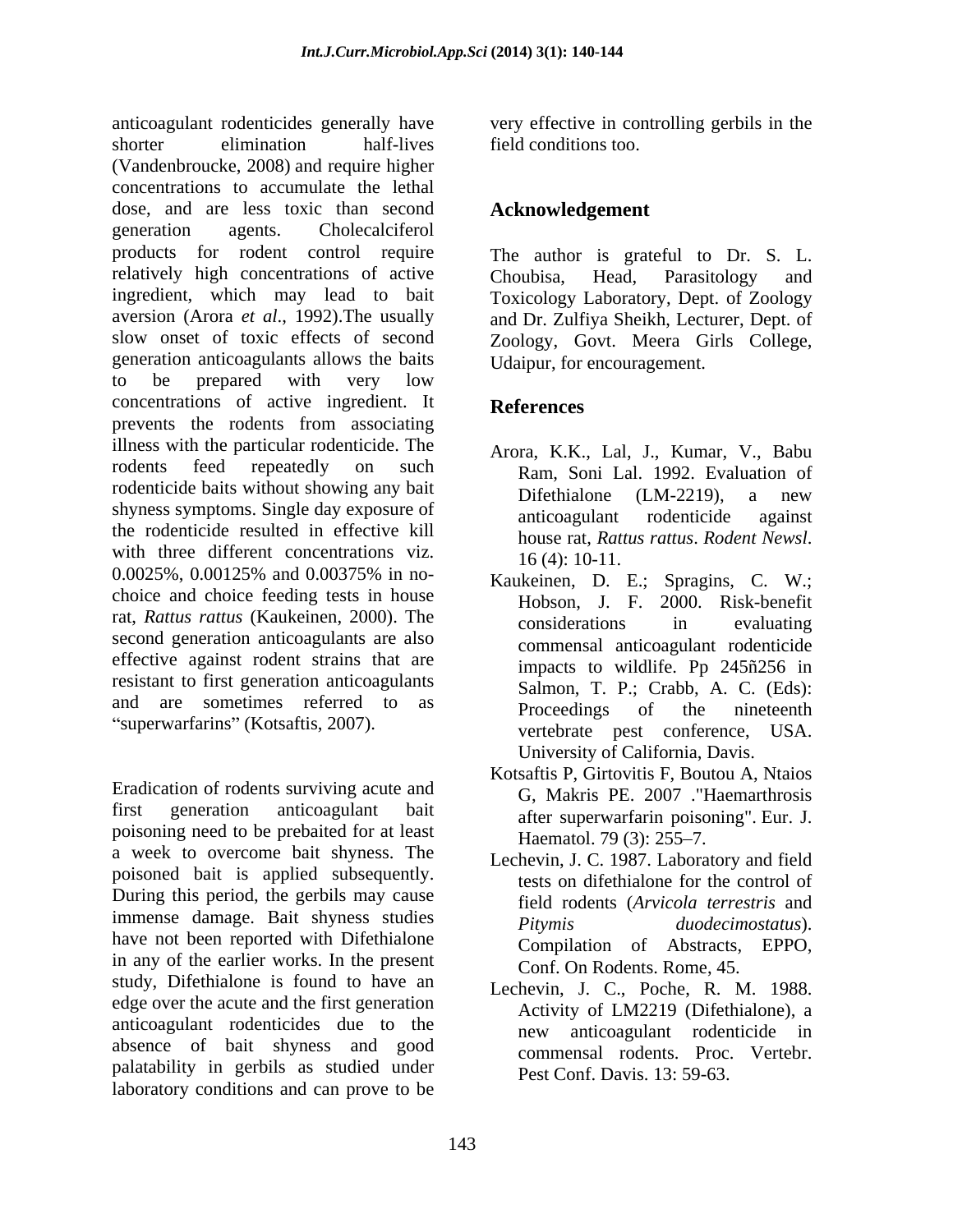anticoagulant rodenticides generally have shorter elimination half-lives (Vandenbroucke, 2008) and require higher concentrations to accumulate the lethal dose, and are less toxic than second generation agents. Cholecalciferol products for rodent control require relatively high concentrations of active ingredient, which may lead to bait aversion (Arora *et al*., 1992).The usually slow onset of toxic effects of second generation anticoagulants allows the baits to be prepared with very low concentrations of active ingredient. It prevents the rodents from associating illness with the particular rodenticide. The rodents feed repeatedly on such rodenticide baits without showing any bait shyness symptoms. Single day exposure of the rodenticide resulted in effective kill with three different concentrations viz. 0.0025%, 0.00125% and 0.00375% in no-choice and choice feeding tests in house rat, *Rattus rattus* (Kaukeinen, 2000). The second generation anticoagulants are also effective against rodent strains that are resistant to first generation anticoagulants and are sometimes referred to as "superwarfarins" (Kotsaftis, 2007).

Eradication of rodents surviving acute and first generation anticoagulant bait poisoning need to be prebaited for at least a week to overcome bait shyness. The poisoned bait is applied subsequently. During this period, the gerbils may cause immense damage. Bait shyness studies have not been reported with Difethialone in any of the earlier works. In the present study, Difethialone is found to have an edge over the acute and the first generation anticoagulant rodenticides due to the absence of bait shyness and good palatability in gerbils as studied under laboratory conditions and can prove to be very effective in controlling gerbils in the field conditions too.

## Acknowledgement

The author is grateful to Dr. S. L. Choubisa, Head, Parasitology and Toxicology Laboratory, Dept. of Zoology and Dr. Zulfiya Sheikh, Lecturer, Dept. of Zoology, Govt. Meera Girls College, Udaipur, for encouragement.

## References

Arora, K.K., Lal, J., Kumar, V., Babu Ram, Soni Lal. 1992. Evaluation of Difethialone (LM-2219), a new anticoagulant rodenticide against house rat, *Rattus rattus*. *Rodent Newsl*. 16 (4): 10-11.

Kaukeinen, D. E.; Spragins, C. W.; Hobson, J. F. 2000. Risk-benefit considerations in evaluating commensal anticoagulant rodenticide impacts to wildlife. Pp 245ñ256 in Salmon, T. P.; Crabb, A. C. (Eds): Proceedings of the nineteenth vertebrate pest conference, USA. University of California, Davis.

Kotsaftis P, Girtovitis F, Boutou A, Ntaios G, Makris PE. 2007 ."Haemarthrosis after superwarfarin poisoning". Eur. J. Haematol. 79 (3): 255–7.

Lechevin, J. C. 1987. Laboratory and field tests on difethialone for the control of field rodents (*Arvicola terrestris* and *Pitymis duodecimostatus*). Compilation of Abstracts, EPPO, Conf. On Rodents. Rome, 45.

Lechevin, J. C., Poche, R. M. 1988. Activity of LM2219 (Difethialone), a new anticoagulant rodenticide in commensal rodents. Proc. Vertebr. Pest Conf. Davis. 13: 59-63.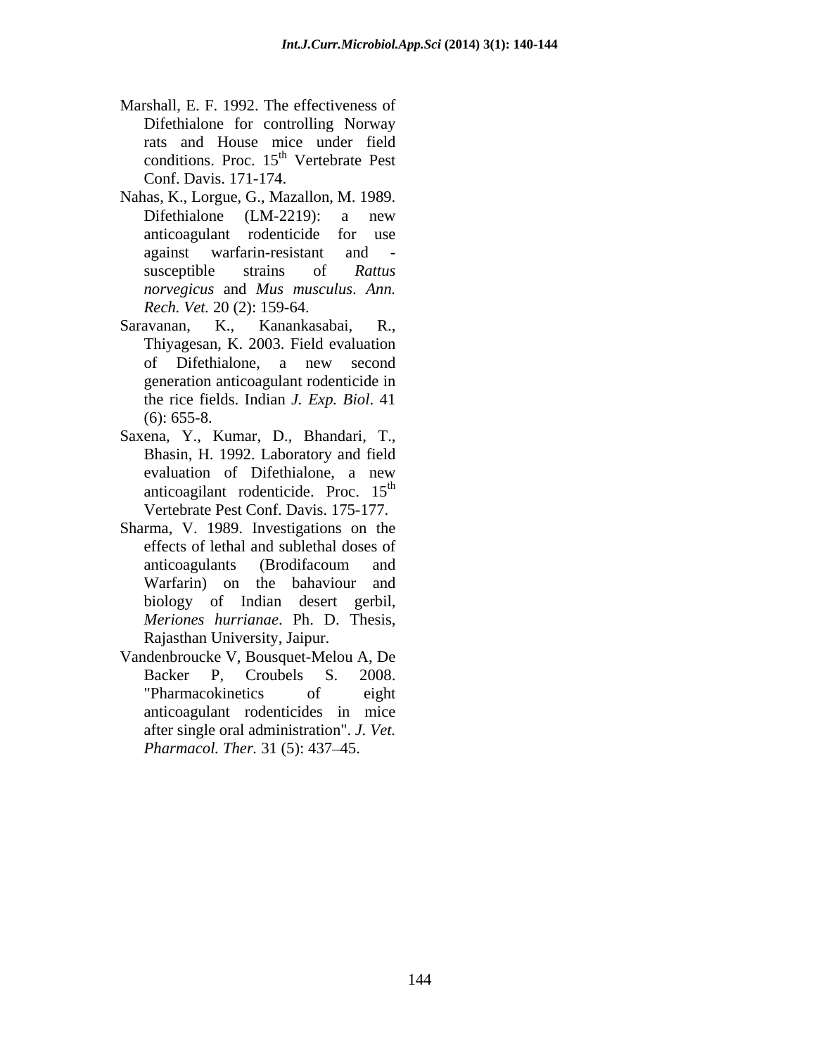Marshall, E. F. 1992. The effectiveness of Difethialone for controlling Norway rats and House mice under field conditions. Proc. 15th Vertebrate Pest Conf. Davis. 171-174.

Nahas, K., Lorgue, G., Mazallon, M. 1989. Difethialone (LM-2219): a new anticoagulant rodenticide for use against warfarin-resistant and - susceptible strains of *Rattus norvegicus* and *Mus musculus*. *Ann. Rech. Vet.* 20 (2): 159-64.

Saravanan, K., Kanankasabai, R., Thiyagesan, K. 2003. Field evaluation of Difethialone, a new second generation anticoagulant rodenticide in the rice fields. Indian *J. Exp. Biol*. 41 (6): 655-8.

Saxena, Y., Kumar, D., Bhandari, T., Bhasin, H. 1992. Laboratory and field evaluation of Difethialone, a new anticoagilant rodenticide. Proc. 15th Vertebrate Pest Conf. Davis. 175-177.

Sharma, V. 1989. Investigations on the effects of lethal and sublethal doses of anticoagulants (Brodifacoum and Warfarin) on the bahaviour and biology of Indian desert gerbil, *Meriones hurrianae*. Ph. D. Thesis, Rajasthan University, Jaipur.

Vandenbroucke V, Bousquet-Melou A, De Backer P, Croubels S. 2008. "Pharmacokinetics of eight anticoagulant rodenticides in mice after single oral administration". *J. Vet. Pharmacol. Ther.* 31 (5): 437–45.